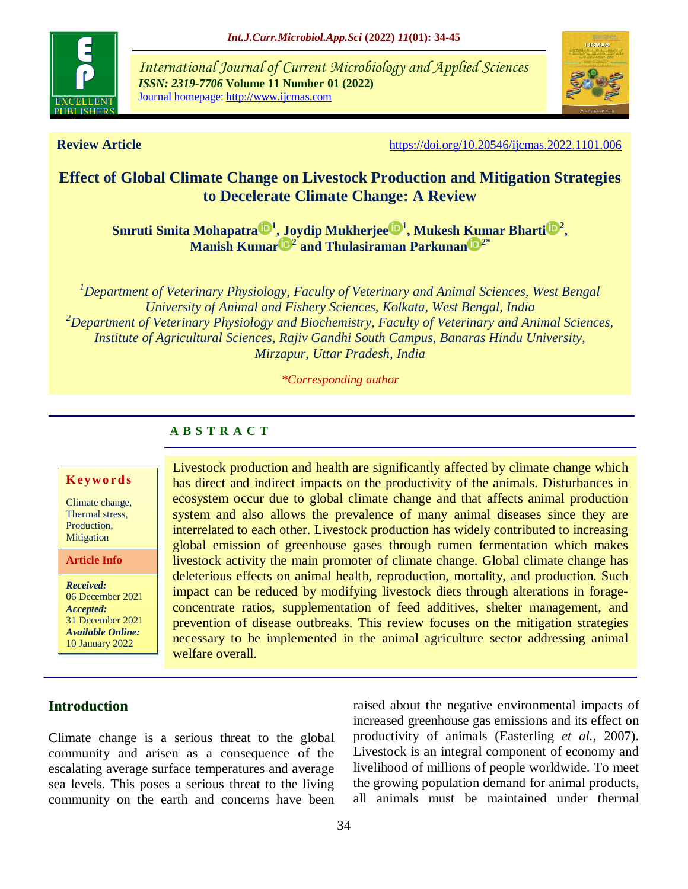# Effect of Global Climate Change on Livestock Production and Mitigation Strategies to Decelerate Climate Change: A Review

**Review Article**

https://doi.org/10.20546/ijcmas.2022.1101.006

**Smruti Smita Mohapatra[1], Joydip Mukherjee[1], Mukesh Kumar Bharti[2], Manish Kumar[2] and Thulasiraman Parkunan[2*]**

[1]*Department of Veterinary Physiology, Faculty of Veterinary and Animal Sciences, West Bengal University of Animal and Fishery Sciences, Kolkata, West Bengal, India*

[2]*Department of Veterinary Physiology and Biochemistry, Faculty of Veterinary and Animal Sciences, Institute of Agricultural Sciences, Rajiv Gandhi South Campus, Banaras Hindu University, Mirzapur, Uttar Pradesh, India*

*\*Corresponding author*

## ABSTRACT

**Keywords**

Climate change, Thermal stress, Production, Mitigation

**Article Info**

***Received:*** 06 December 2021
***Accepted:*** 31 December 2021
***Available Online:*** 10 January 2022

Livestock production and health are significantly affected by climate change which has direct and indirect impacts on the productivity of the animals. Disturbances in ecosystem occur due to global climate change and that affects animal production system and also allows the prevalence of many animal diseases since they are interrelated to each other. Livestock production has widely contributed to increasing global emission of greenhouse gases through rumen fermentation which makes livestock activity the main promoter of climate change. Global climate change has deleterious effects on animal health, reproduction, mortality, and production. Such impact can be reduced by modifying livestock diets through alterations in forage-concentrate ratios, supplementation of feed additives, shelter management, and prevention of disease outbreaks. This review focuses on the mitigation strategies necessary to be implemented in the animal agriculture sector addressing animal welfare overall.

## Introduction

Climate change is a serious threat to the global community and arisen as a consequence of the escalating average surface temperatures and average sea levels. This poses a serious threat to the living community on the earth and concerns have been raised about the negative environmental impacts of increased greenhouse gas emissions and its effect on productivity of animals (Easterling *et al.,* 2007). Livestock is an integral component of economy and livelihood of millions of people worldwide. To meet the growing population demand for animal products, all animals must be maintained under thermal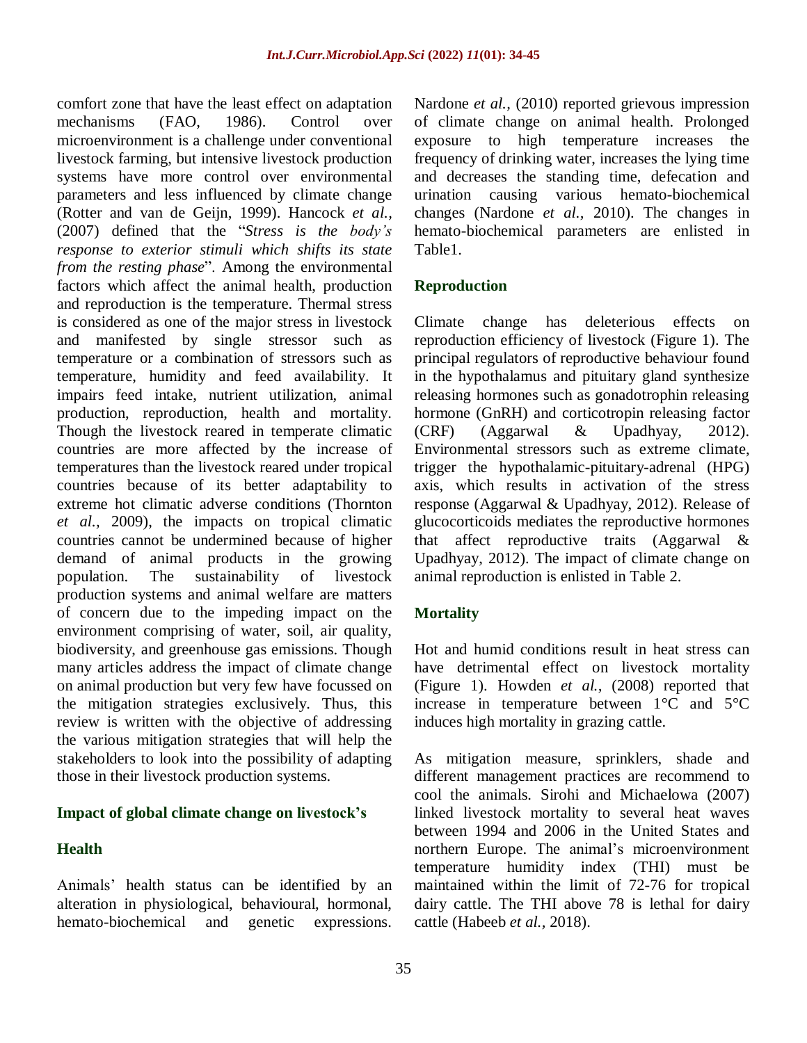comfort zone that have the least effect on adaptation mechanisms (FAO, 1986). Control over microenvironment is a challenge under conventional livestock farming, but intensive livestock production systems have more control over environmental parameters and less influenced by climate change (Rotter and van de Geijn, 1999). Hancock *et al.,* (2007) defined that the "*Stress is the body's response to exterior stimuli which shifts its state from the resting phase*". Among the environmental factors which affect the animal health, production and reproduction is the temperature. Thermal stress is considered as one of the major stress in livestock and manifested by single stressor such as temperature or a combination of stressors such as temperature, humidity and feed availability. It impairs feed intake, nutrient utilization, animal production, reproduction, health and mortality. Though the livestock reared in temperate climatic countries are more affected by the increase of temperatures than the livestock reared under tropical countries because of its better adaptability to extreme hot climatic adverse conditions (Thornton *et al.,* 2009), the impacts on tropical climatic countries cannot be undermined because of higher demand of animal products in the growing population. The sustainability of livestock production systems and animal welfare are matters of concern due to the impeding impact on the environment comprising of water, soil, air quality, biodiversity, and greenhouse gas emissions. Though many articles address the impact of climate change on animal production but very few have focussed on the mitigation strategies exclusively. Thus, this review is written with the objective of addressing the various mitigation strategies that will help the stakeholders to look into the possibility of adapting those in their livestock production systems.

## Impact of global climate change on livestock's

### Health

Animals' health status can be identified by an alteration in physiological, behavioural, hormonal, hemato-biochemical and genetic expressions. Nardone *et al.,* (2010) reported grievous impression of climate change on animal health. Prolonged exposure to high temperature increases the frequency of drinking water, increases the lying time and decreases the standing time, defecation and urination causing various hemato-biochemical changes (Nardone *et al.,* 2010). The changes in hemato-biochemical parameters are enlisted in Table1.

### Reproduction

Climate change has deleterious effects on reproduction efficiency of livestock (Figure 1). The principal regulators of reproductive behaviour found in the hypothalamus and pituitary gland synthesize releasing hormones such as gonadotrophin releasing hormone (GnRH) and corticotropin releasing factor (CRF) (Aggarwal & Upadhyay, 2012). Environmental stressors such as extreme climate, trigger the hypothalamic-pituitary-adrenal (HPG) axis, which results in activation of the stress response (Aggarwal & Upadhyay, 2012). Release of glucocorticoids mediates the reproductive hormones that affect reproductive traits (Aggarwal & Upadhyay, 2012). The impact of climate change on animal reproduction is enlisted in Table 2.

### Mortality

Hot and humid conditions result in heat stress can have detrimental effect on livestock mortality (Figure 1). Howden *et al.,* (2008) reported that increase in temperature between 1°C and 5°C induces high mortality in grazing cattle.

As mitigation measure, sprinklers, shade and different management practices are recommend to cool the animals. Sirohi and Michaelowa (2007) linked livestock mortality to several heat waves between 1994 and 2006 in the United States and northern Europe. The animal's microenvironment temperature humidity index (THI) must be maintained within the limit of 72-76 for tropical dairy cattle. The THI above 78 is lethal for dairy cattle (Habeeb *et al.,* 2018).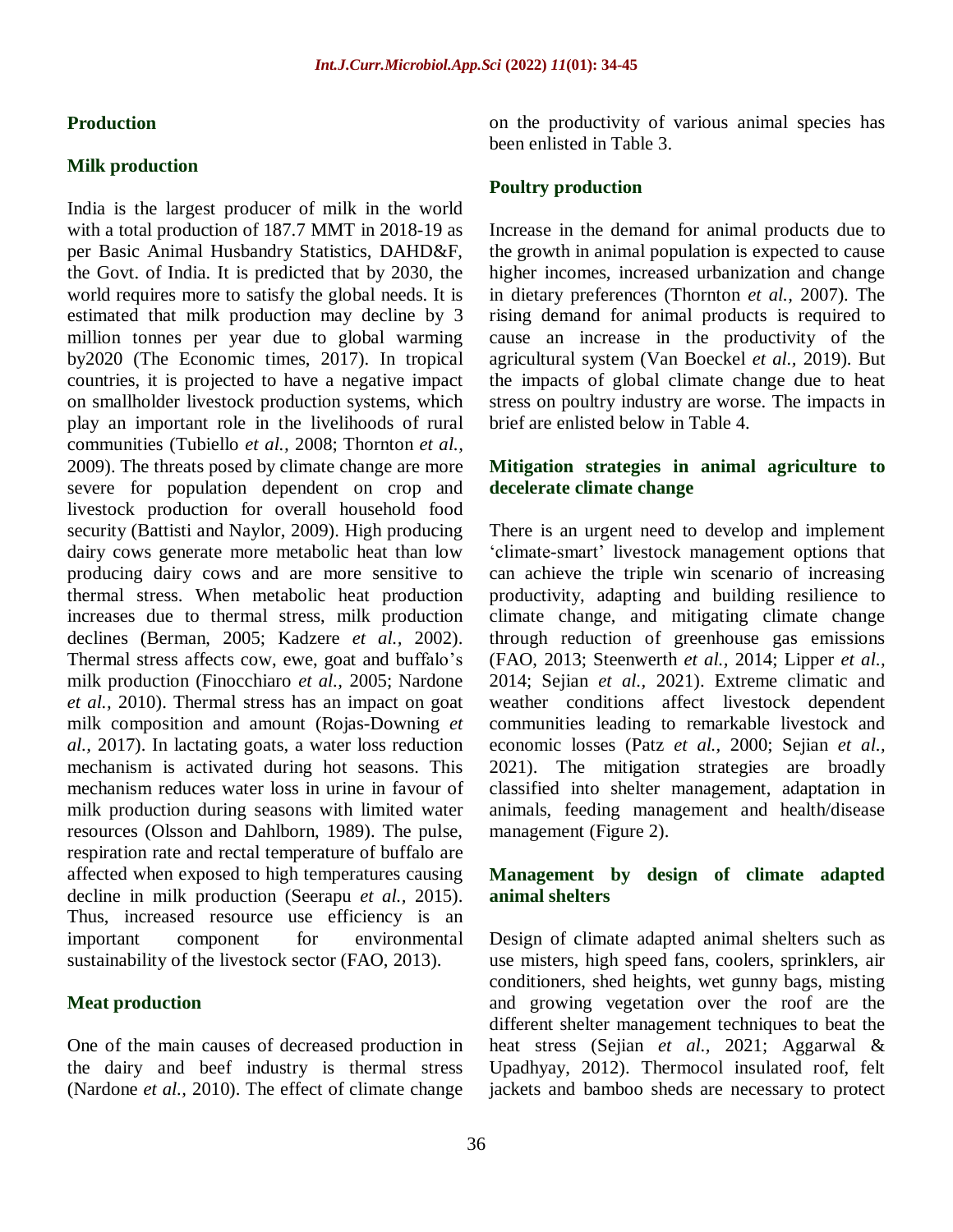## Production

### Milk production

India is the largest producer of milk in the world with a total production of 187.7 MMT in 2018-19 as per Basic Animal Husbandry Statistics, DAHD&F, the Govt. of India. It is predicted that by 2030, the world requires more to satisfy the global needs. It is estimated that milk production may decline by 3 million tonnes per year due to global warming by2020 (The Economic times, 2017). In tropical countries, it is projected to have a negative impact on smallholder livestock production systems, which play an important role in the livelihoods of rural communities (Tubiello *et al.,* 2008; Thornton *et al.,* 2009). The threats posed by climate change are more severe for population dependent on crop and livestock production for overall household food security (Battisti and Naylor, 2009). High producing dairy cows generate more metabolic heat than low producing dairy cows and are more sensitive to thermal stress. When metabolic heat production increases due to thermal stress, milk production declines (Berman, 2005; Kadzere *et al.,* 2002). Thermal stress affects cow, ewe, goat and buffalo's milk production (Finocchiaro *et al.,* 2005; Nardone *et al.,* 2010). Thermal stress has an impact on goat milk composition and amount (Rojas-Downing *et al.,* 2017). In lactating goats, a water loss reduction mechanism is activated during hot seasons. This mechanism reduces water loss in urine in favour of milk production during seasons with limited water resources (Olsson and Dahlborn, 1989). The pulse, respiration rate and rectal temperature of buffalo are affected when exposed to high temperatures causing decline in milk production (Seerapu *et al.,* 2015). Thus, increased resource use efficiency is an important component for environmental sustainability of the livestock sector (FAO, 2013).

### Meat production

One of the main causes of decreased production in the dairy and beef industry is thermal stress (Nardone *et al.,* 2010). The effect of climate change on the productivity of various animal species has been enlisted in Table 3.

### Poultry production

Increase in the demand for animal products due to the growth in animal population is expected to cause higher incomes, increased urbanization and change in dietary preferences (Thornton *et al.,* 2007). The rising demand for animal products is required to cause an increase in the productivity of the agricultural system (Van Boeckel *et al.,* 2019). But the impacts of global climate change due to heat stress on poultry industry are worse. The impacts in brief are enlisted below in Table 4.

## Mitigation strategies in animal agriculture to decelerate climate change

There is an urgent need to develop and implement 'climate-smart' livestock management options that can achieve the triple win scenario of increasing productivity, adapting and building resilience to climate change, and mitigating climate change through reduction of greenhouse gas emissions (FAO, 2013; Steenwerth *et al.,* 2014; Lipper *et al.,* 2014; Sejian *et al.,* 2021). Extreme climatic and weather conditions affect livestock dependent communities leading to remarkable livestock and economic losses (Patz *et al.,* 2000; Sejian *et al.,* 2021). The mitigation strategies are broadly classified into shelter management, adaptation in animals, feeding management and health/disease management (Figure 2).

### Management by design of climate adapted animal shelters

Design of climate adapted animal shelters such as use misters, high speed fans, coolers, sprinklers, air conditioners, shed heights, wet gunny bags, misting and growing vegetation over the roof are the different shelter management techniques to beat the heat stress (Sejian *et al.,* 2021; Aggarwal & Upadhyay, 2012). Thermocol insulated roof, felt jackets and bamboo sheds are necessary to protect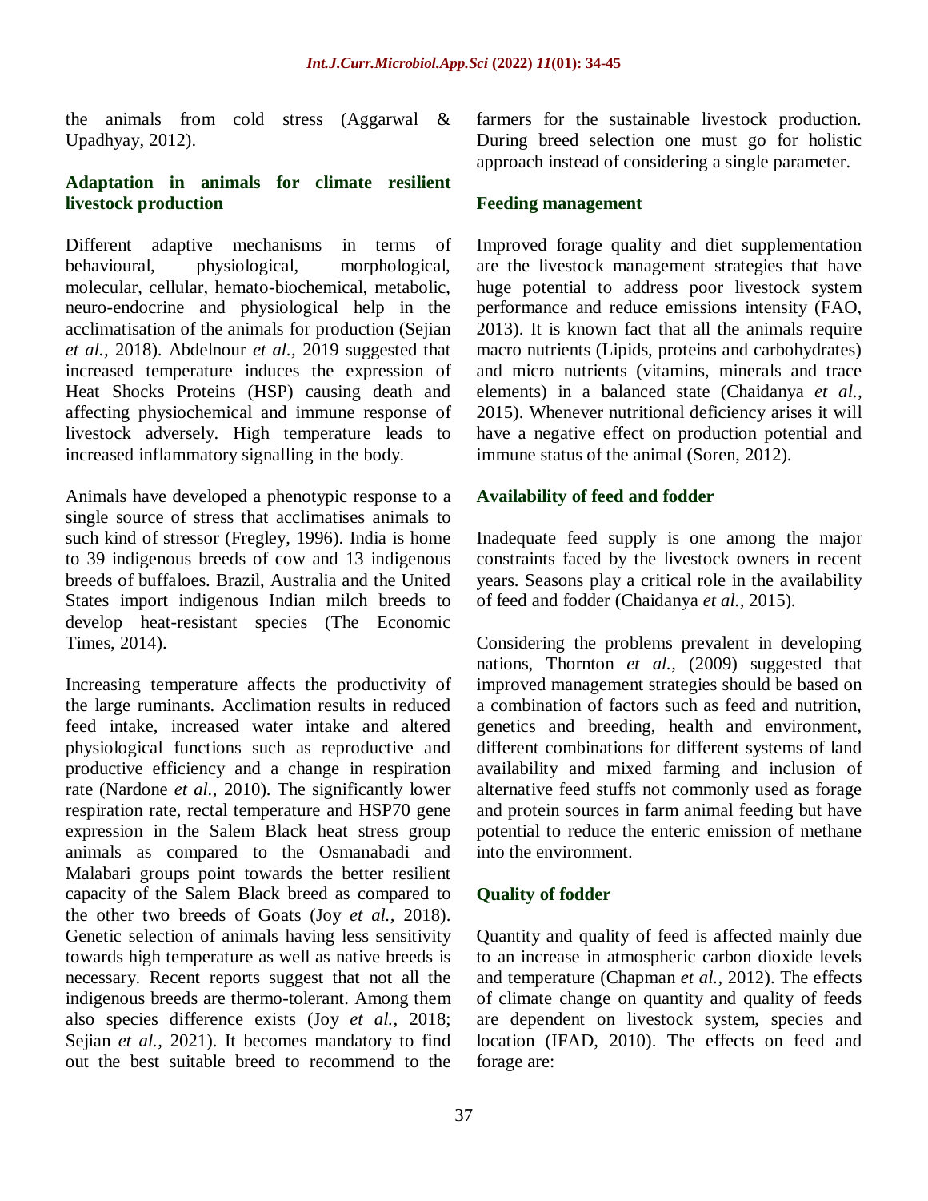the animals from cold stress (Aggarwal & Upadhyay, 2012).

## Adaptation in animals for climate resilient livestock production

Different adaptive mechanisms in terms of behavioural, physiological, morphological, molecular, cellular, hemato-biochemical, metabolic, neuro-endocrine and physiological help in the acclimatisation of the animals for production (Sejian *et al.,* 2018). Abdelnour *et al.,* 2019 suggested that increased temperature induces the expression of Heat Shocks Proteins (HSP) causing death and affecting physiochemical and immune response of livestock adversely. High temperature leads to increased inflammatory signalling in the body.

Animals have developed a phenotypic response to a single source of stress that acclimatises animals to such kind of stressor (Fregley, 1996). India is home to 39 indigenous breeds of cow and 13 indigenous breeds of buffaloes. Brazil, Australia and the United States import indigenous Indian milch breeds to develop heat-resistant species (The Economic Times, 2014).

Increasing temperature affects the productivity of the large ruminants. Acclimation results in reduced feed intake, increased water intake and altered physiological functions such as reproductive and productive efficiency and a change in respiration rate (Nardone *et al.,* 2010). The significantly lower respiration rate, rectal temperature and HSP70 gene expression in the Salem Black heat stress group animals as compared to the Osmanabadi and Malabari groups point towards the better resilient capacity of the Salem Black breed as compared to the other two breeds of Goats (Joy *et al.,* 2018). Genetic selection of animals having less sensitivity towards high temperature as well as native breeds is necessary. Recent reports suggest that not all the indigenous breeds are thermo-tolerant. Among them also species difference exists (Joy *et al.,* 2018; Sejian *et al.,* 2021). It becomes mandatory to find out the best suitable breed to recommend to the farmers for the sustainable livestock production. During breed selection one must go for holistic approach instead of considering a single parameter.

## Feeding management

Improved forage quality and diet supplementation are the livestock management strategies that have huge potential to address poor livestock system performance and reduce emissions intensity (FAO, 2013). It is known fact that all the animals require macro nutrients (Lipids, proteins and carbohydrates) and micro nutrients (vitamins, minerals and trace elements) in a balanced state (Chaidanya *et al.,* 2015). Whenever nutritional deficiency arises it will have a negative effect on production potential and immune status of the animal (Soren, 2012).

## Availability of feed and fodder

Inadequate feed supply is one among the major constraints faced by the livestock owners in recent years. Seasons play a critical role in the availability of feed and fodder (Chaidanya *et al.,* 2015).

Considering the problems prevalent in developing nations, Thornton *et al.,* (2009) suggested that improved management strategies should be based on a combination of factors such as feed and nutrition, genetics and breeding, health and environment, different combinations for different systems of land availability and mixed farming and inclusion of alternative feed stuffs not commonly used as forage and protein sources in farm animal feeding but have potential to reduce the enteric emission of methane into the environment.

## Quality of fodder

Quantity and quality of feed is affected mainly due to an increase in atmospheric carbon dioxide levels and temperature (Chapman *et al.,* 2012). The effects of climate change on quantity and quality of feeds are dependent on livestock system, species and location (IFAD, 2010). The effects on feed and forage are: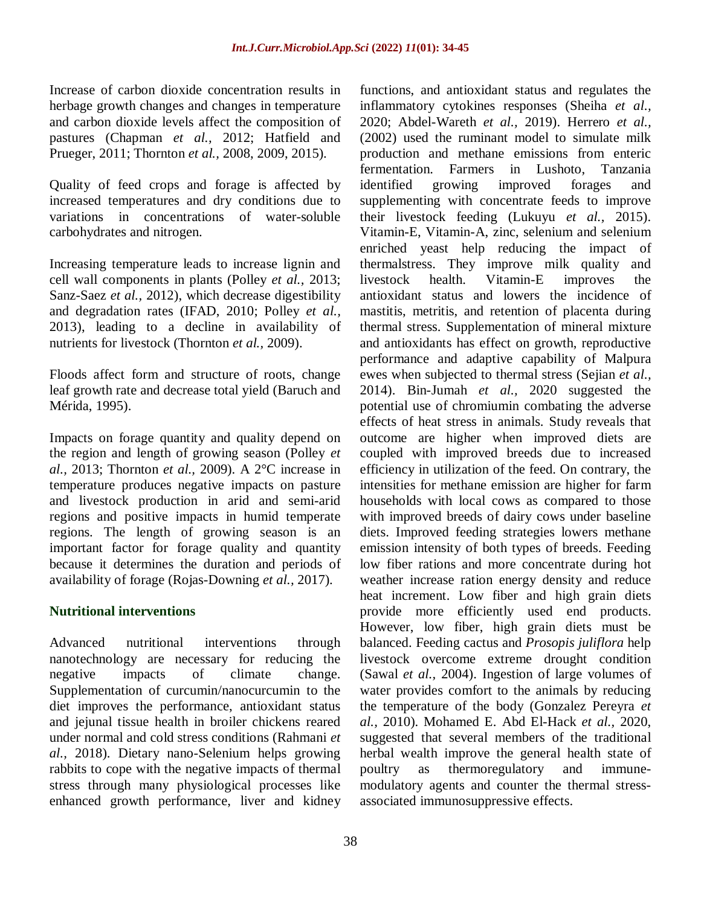Increase of carbon dioxide concentration results in herbage growth changes and changes in temperature and carbon dioxide levels affect the composition of pastures (Chapman *et al.,* 2012; Hatfield and Prueger, 2011; Thornton *et al.,* 2008, 2009, 2015).

Quality of feed crops and forage is affected by increased temperatures and dry conditions due to variations in concentrations of water-soluble carbohydrates and nitrogen.

Increasing temperature leads to increase lignin and cell wall components in plants (Polley *et al.,* 2013; Sanz-Saez *et al.,* 2012), which decrease digestibility and degradation rates (IFAD, 2010; Polley *et al.,* 2013), leading to a decline in availability of nutrients for livestock (Thornton *et al.,* 2009).

Floods affect form and structure of roots, change leaf growth rate and decrease total yield (Baruch and Mérida, 1995).

Impacts on forage quantity and quality depend on the region and length of growing season (Polley *et al.,* 2013; Thornton *et al.,* 2009). A 2°C increase in temperature produces negative impacts on pasture and livestock production in arid and semi-arid regions and positive impacts in humid temperate regions. The length of growing season is an important factor for forage quality and quantity because it determines the duration and periods of availability of forage (Rojas-Downing *et al.,* 2017).

## Nutritional interventions

Advanced nutritional interventions through nanotechnology are necessary for reducing the negative impacts of climate change. Supplementation of curcumin/nanocurcumin to the diet improves the performance, antioxidant status and jejunal tissue health in broiler chickens reared under normal and cold stress conditions (Rahmani *et al.,* 2018). Dietary nano-Selenium helps growing rabbits to cope with the negative impacts of thermal stress through many physiological processes like enhanced growth performance, liver and kidney functions, and antioxidant status and regulates the inflammatory cytokines responses (Sheiha *et al.,* 2020; Abdel-Wareth *et al.,* 2019). Herrero *et al.,* (2002) used the ruminant model to simulate milk production and methane emissions from enteric fermentation. Farmers in Lushoto, Tanzania identified growing improved forages and supplementing with concentrate feeds to improve their livestock feeding (Lukuyu *et al.,* 2015). Vitamin-E, Vitamin-A, zinc, selenium and selenium enriched yeast help reducing the impact of thermalstress. They improve milk quality and livestock health. Vitamin-E improves the antioxidant status and lowers the incidence of mastitis, metritis, and retention of placenta during thermal stress. Supplementation of mineral mixture and antioxidants has effect on growth, reproductive performance and adaptive capability of Malpura ewes when subjected to thermal stress (Sejian *et al.,* 2014). Bin-Jumah *et al.,* 2020 suggested the potential use of chromiumin combating the adverse effects of heat stress in animals. Study reveals that outcome are higher when improved diets are coupled with improved breeds due to increased efficiency in utilization of the feed. On contrary, the intensities for methane emission are higher for farm households with local cows as compared to those with improved breeds of dairy cows under baseline diets. Improved feeding strategies lowers methane emission intensity of both types of breeds. Feeding low fiber rations and more concentrate during hot weather increase ration energy density and reduce heat increment. Low fiber and high grain diets provide more efficiently used end products. However, low fiber, high grain diets must be balanced. Feeding cactus and *Prosopis juliflora* help livestock overcome extreme drought condition (Sawal *et al.,* 2004). Ingestion of large volumes of water provides comfort to the animals by reducing the temperature of the body (Gonzalez Pereyra *et al.,* 2010). Mohamed E. Abd El-Hack *et al.,* 2020, suggested that several members of the traditional herbal wealth improve the general health state of poultry as thermoregulatory and immune-modulatory agents and counter the thermal stress-associated immunosuppressive effects.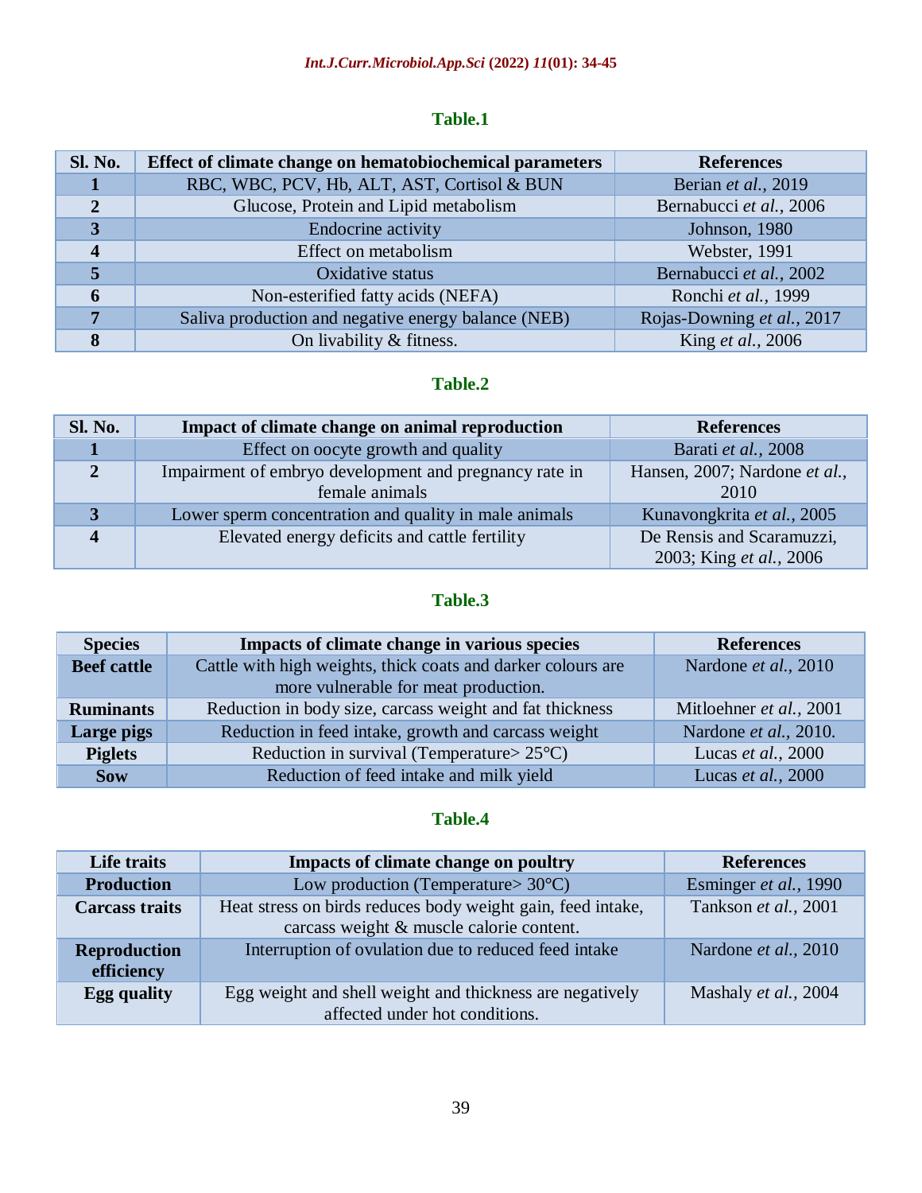**Table.1**

| Sl. No. | Effect of climate change on hematobiochemical parameters | References |
|---|---|---|
| 1 | RBC, WBC, PCV, Hb, ALT, AST, Cortisol & BUN | Berian *et al.*, 2019 |
| 2 | Glucose, Protein and Lipid metabolism | Bernabucci *et al.*, 2006 |
| 3 | Endocrine activity | Johnson, 1980 |
| 4 | Effect on metabolism | Webster, 1991 |
| 5 | Oxidative status | Bernabucci *et al.*, 2002 |
| 6 | Non-esterified fatty acids (NEFA) | Ronchi *et al.*, 1999 |
| 7 | Saliva production and negative energy balance (NEB) | Rojas-Downing *et al.*, 2017 |
| 8 | On livability & fitness. | King *et al.*, 2006 |

**Table.2**

| Sl. No. | Impact of climate change on animal reproduction | References |
|---|---|---|
| 1 | Effect on oocyte growth and quality | Barati *et al.*, 2008 |
| 2 | Impairment of embryo development and pregnancy rate in female animals | Hansen, 2007; Nardone *et al.*, 2010 |
| 3 | Lower sperm concentration and quality in male animals | Kunavongkrita *et al.*, 2005 |
| 4 | Elevated energy deficits and cattle fertility | De Rensis and Scaramuzzi, 2003; King *et al.*, 2006 |

**Table.3**

| Species | Impacts of climate change in various species | References |
|---|---|---|
| **Beef cattle** | Cattle with high weights, thick coats and darker colours are more vulnerable for meat production. | Nardone *et al.*, 2010 |
| **Ruminants** | Reduction in body size, carcass weight and fat thickness | Mitloehner *et al.*, 2001 |
| **Large pigs** | Reduction in feed intake, growth and carcass weight | Nardone *et al.*, 2010. |
| **Piglets** | Reduction in survival (Temperature> 25°C) | Lucas *et al.*, 2000 |
| **Sow** | Reduction of feed intake and milk yield | Lucas *et al.*, 2000 |

**Table.4**

| Life traits | Impacts of climate change on poultry | References |
|---|---|---|
| **Production** | Low production (Temperature> 30°C) | Esminger *et al.*, 1990 |
| **Carcass traits** | Heat stress on birds reduces body weight gain, feed intake, carcass weight & muscle calorie content. | Tankson *et al.*, 2001 |
| **Reproduction efficiency** | Interruption of ovulation due to reduced feed intake | Nardone *et al.*, 2010 |
| **Egg quality** | Egg weight and shell weight and thickness are negatively affected under hot conditions. | Mashaly *et al.*, 2004 |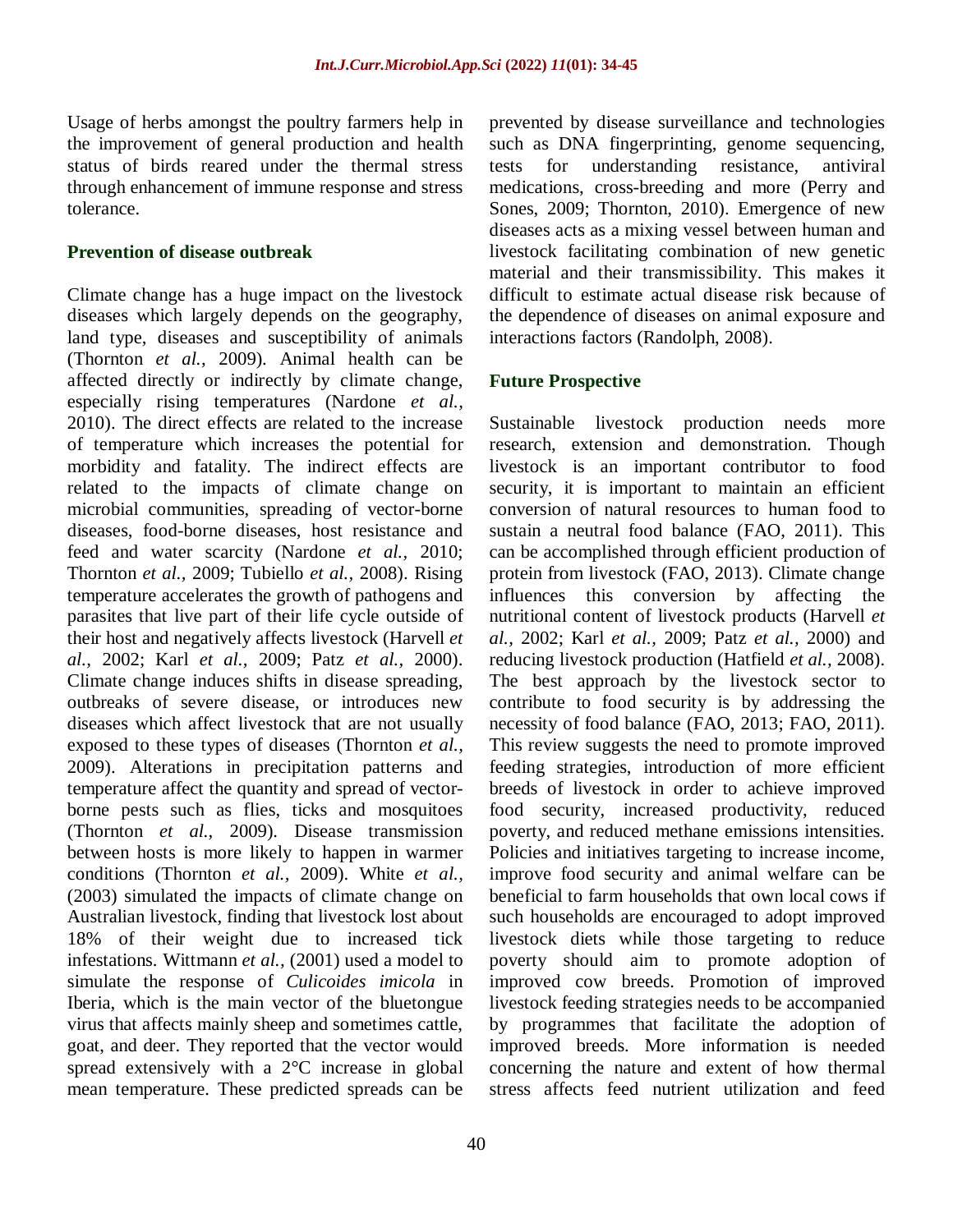Usage of herbs amongst the poultry farmers help in the improvement of general production and health status of birds reared under the thermal stress through enhancement of immune response and stress tolerance.

## Prevention of disease outbreak

Climate change has a huge impact on the livestock diseases which largely depends on the geography, land type, diseases and susceptibility of animals (Thornton *et al.,* 2009). Animal health can be affected directly or indirectly by climate change, especially rising temperatures (Nardone *et al.,* 2010). The direct effects are related to the increase of temperature which increases the potential for morbidity and fatality. The indirect effects are related to the impacts of climate change on microbial communities, spreading of vector-borne diseases, food-borne diseases, host resistance and feed and water scarcity (Nardone *et al.,* 2010; Thornton *et al.,* 2009; Tubiello *et al.,* 2008). Rising temperature accelerates the growth of pathogens and parasites that live part of their life cycle outside of their host and negatively affects livestock (Harvell *et al.,* 2002; Karl *et al.,* 2009; Patz *et al.,* 2000). Climate change induces shifts in disease spreading, outbreaks of severe disease, or introduces new diseases which affect livestock that are not usually exposed to these types of diseases (Thornton *et al.,* 2009). Alterations in precipitation patterns and temperature affect the quantity and spread of vector-borne pests such as flies, ticks and mosquitoes (Thornton *et al.,* 2009). Disease transmission between hosts is more likely to happen in warmer conditions (Thornton *et al.,* 2009). White *et al.,* (2003) simulated the impacts of climate change on Australian livestock, finding that livestock lost about 18% of their weight due to increased tick infestations. Wittmann *et al.,* (2001) used a model to simulate the response of *Culicoides imicola* in Iberia, which is the main vector of the bluetongue virus that affects mainly sheep and sometimes cattle, goat, and deer. They reported that the vector would spread extensively with a 2°C increase in global mean temperature. These predicted spreads can be prevented by disease surveillance and technologies such as DNA fingerprinting, genome sequencing, tests for understanding resistance, antiviral medications, cross-breeding and more (Perry and Sones, 2009; Thornton, 2010). Emergence of new diseases acts as a mixing vessel between human and livestock facilitating combination of new genetic material and their transmissibility. This makes it difficult to estimate actual disease risk because of the dependence of diseases on animal exposure and interactions factors (Randolph, 2008).

## Future Prospective

Sustainable livestock production needs more research, extension and demonstration. Though livestock is an important contributor to food security, it is important to maintain an efficient conversion of natural resources to human food to sustain a neutral food balance (FAO, 2011). This can be accomplished through efficient production of protein from livestock (FAO, 2013). Climate change influences this conversion by affecting the nutritional content of livestock products (Harvell *et al.,* 2002; Karl *et al.,* 2009; Patz *et al.,* 2000) and reducing livestock production (Hatfield *et al.,* 2008). The best approach by the livestock sector to contribute to food security is by addressing the necessity of food balance (FAO, 2013; FAO, 2011). This review suggests the need to promote improved feeding strategies, introduction of more efficient breeds of livestock in order to achieve improved food security, increased productivity, reduced poverty, and reduced methane emissions intensities. Policies and initiatives targeting to increase income, improve food security and animal welfare can be beneficial to farm households that own local cows if such households are encouraged to adopt improved livestock diets while those targeting to reduce poverty should aim to promote adoption of improved cow breeds. Promotion of improved livestock feeding strategies needs to be accompanied by programmes that facilitate the adoption of improved breeds. More information is needed concerning the nature and extent of how thermal stress affects feed nutrient utilization and feed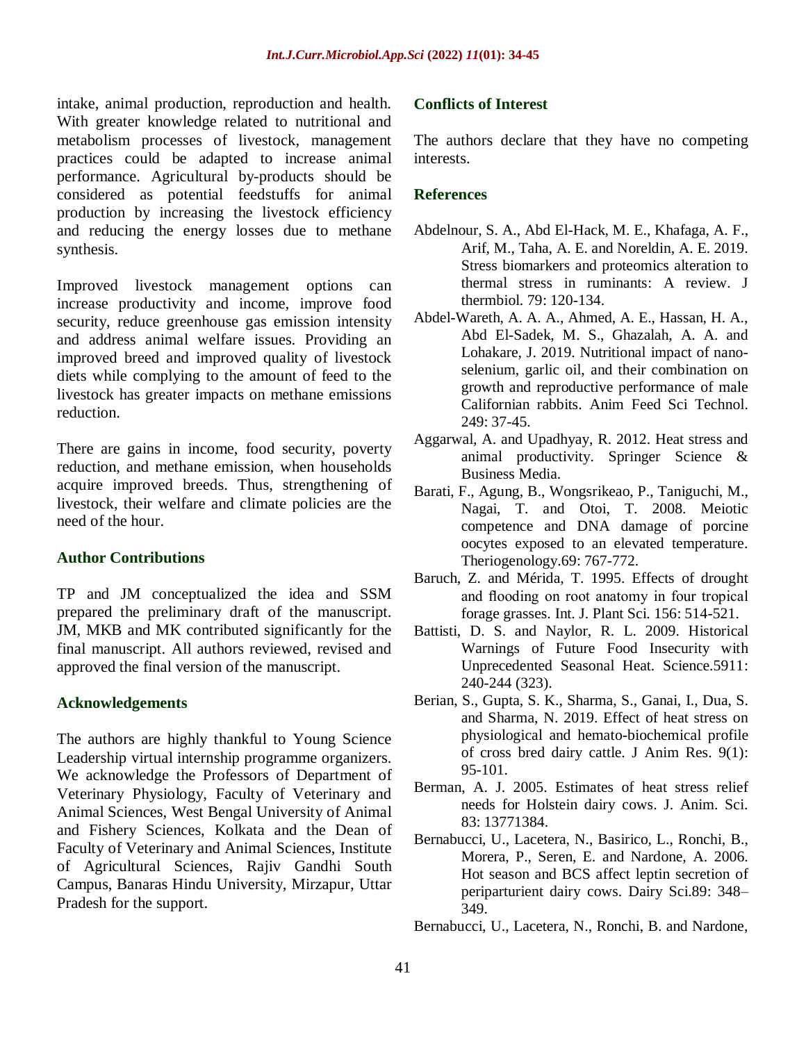intake, animal production, reproduction and health. With greater knowledge related to nutritional and metabolism processes of livestock, management practices could be adapted to increase animal performance. Agricultural by-products should be considered as potential feedstuffs for animal production by increasing the livestock efficiency and reducing the energy losses due to methane synthesis.

Improved livestock management options can increase productivity and income, improve food security, reduce greenhouse gas emission intensity and address animal welfare issues. Providing an improved breed and improved quality of livestock diets while complying to the amount of feed to the livestock has greater impacts on methane emissions reduction.

There are gains in income, food security, poverty reduction, and methane emission, when households acquire improved breeds. Thus, strengthening of livestock, their welfare and climate policies are the need of the hour.

## Author Contributions

TP and JM conceptualized the idea and SSM prepared the preliminary draft of the manuscript. JM, MKB and MK contributed significantly for the final manuscript. All authors reviewed, revised and approved the final version of the manuscript.

## Acknowledgements

The authors are highly thankful to Young Science Leadership virtual internship programme organizers. We acknowledge the Professors of Department of Veterinary Physiology, Faculty of Veterinary and Animal Sciences, West Bengal University of Animal and Fishery Sciences, Kolkata and the Dean of Faculty of Veterinary and Animal Sciences, Institute of Agricultural Sciences, Rajiv Gandhi South Campus, Banaras Hindu University, Mirzapur, Uttar Pradesh for the support.

## Conflicts of Interest

The authors declare that they have no competing interests.

## References

Abdelnour, S. A., Abd El-Hack, M. E., Khafaga, A. F., Arif, M., Taha, A. E. and Noreldin, A. E. 2019. Stress biomarkers and proteomics alteration to thermal stress in ruminants: A review. J thermbiol. 79: 120-134.

Abdel-Wareth, A. A. A., Ahmed, A. E., Hassan, H. A., Abd El-Sadek, M. S., Ghazalah, A. A. and Lohakare, J. 2019. Nutritional impact of nano-selenium, garlic oil, and their combination on growth and reproductive performance of male Californian rabbits. Anim Feed Sci Technol. 249: 37-45.

Aggarwal, A. and Upadhyay, R. 2012. Heat stress and animal productivity. Springer Science & Business Media.

Barati, F., Agung, B., Wongsrikeao, P., Taniguchi, M., Nagai, T. and Otoi, T. 2008. Meiotic competence and DNA damage of porcine oocytes exposed to an elevated temperature. Theriogenology.69: 767-772.

Baruch, Z. and Mérida, T. 1995. Effects of drought and flooding on root anatomy in four tropical forage grasses. Int. J. Plant Sci. 156: 514-521.

Battisti, D. S. and Naylor, R. L. 2009. Historical Warnings of Future Food Insecurity with Unprecedented Seasonal Heat. Science.5911: 240-244 (323).

Berian, S., Gupta, S. K., Sharma, S., Ganai, I., Dua, S. and Sharma, N. 2019. Effect of heat stress on physiological and hemato-biochemical profile of cross bred dairy cattle. J Anim Res. 9(1): 95-101.

Berman, A. J. 2005. Estimates of heat stress relief needs for Holstein dairy cows. J. Anim. Sci. 83: 13771384.

Bernabucci, U., Lacetera, N., Basirico, L., Ronchi, B., Morera, P., Seren, E. and Nardone, A. 2006. Hot season and BCS affect leptin secretion of periparturient dairy cows. Dairy Sci.89: 348–349.

Bernabucci, U., Lacetera, N., Ronchi, B. and Nardone,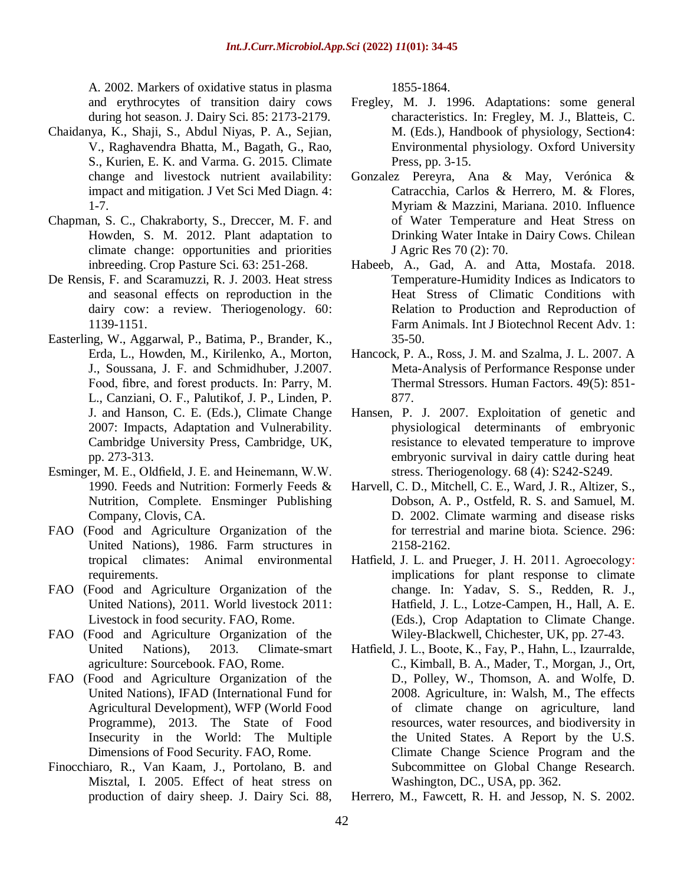A. 2002. Markers of oxidative status in plasma and erythrocytes of transition dairy cows during hot season. J. Dairy Sci. 85: 2173-2179.

Chaidanya, K., Shaji, S., Abdul Niyas, P. A., Sejian, V., Raghavendra Bhatta, M., Bagath, G., Rao, S., Kurien, E. K. and Varma. G. 2015. Climate change and livestock nutrient availability: impact and mitigation. J Vet Sci Med Diagn. 4: 1-7.

Chapman, S. C., Chakraborty, S., Dreccer, M. F. and Howden, S. M. 2012. Plant adaptation to climate change: opportunities and priorities inbreeding. Crop Pasture Sci. 63: 251-268.

De Rensis, F. and Scaramuzzi, R. J. 2003. Heat stress and seasonal effects on reproduction in the dairy cow: a review. Theriogenology. 60: 1139-1151.

Easterling, W., Aggarwal, P., Batima, P., Brander, K., Erda, L., Howden, M., Kirilenko, A., Morton, J., Soussana, J. F. and Schmidhuber, J.2007. Food, fibre, and forest products. In: Parry, M. L., Canziani, O. F., Palutikof, J. P., Linden, P. J. and Hanson, C. E. (Eds.), Climate Change 2007: Impacts, Adaptation and Vulnerability. Cambridge University Press, Cambridge, UK, pp. 273-313.

Esminger, M. E., Oldfield, J. E. and Heinemann, W.W. 1990. Feeds and Nutrition: Formerly Feeds & Nutrition, Complete. Ensminger Publishing Company, Clovis, CA.

FAO (Food and Agriculture Organization of the United Nations), 1986. Farm structures in tropical climates: Animal environmental requirements.

FAO (Food and Agriculture Organization of the United Nations), 2011. World livestock 2011: Livestock in food security. FAO, Rome.

FAO (Food and Agriculture Organization of the United Nations), 2013. Climate-smart agriculture: Sourcebook. FAO, Rome.

FAO (Food and Agriculture Organization of the United Nations), IFAD (International Fund for Agricultural Development), WFP (World Food Programme), 2013. The State of Food Insecurity in the World: The Multiple Dimensions of Food Security. FAO, Rome.

Finocchiaro, R., Van Kaam, J., Portolano, B. and Misztal, I. 2005. Effect of heat stress on production of dairy sheep. J. Dairy Sci. 88, 1855-1864.

Fregley, M. J. 1996. Adaptations: some general characteristics. In: Fregley, M. J., Blatteis, C. M. (Eds.), Handbook of physiology, Section4: Environmental physiology. Oxford University Press, pp. 3-15.

Gonzalez Pereyra, Ana & May, Verónica & Catracchia, Carlos & Herrero, M. & Flores, Myriam & Mazzini, Mariana. 2010. Influence of Water Temperature and Heat Stress on Drinking Water Intake in Dairy Cows. Chilean J Agric Res 70 (2): 70.

Habeeb, A., Gad, A. and Atta, Mostafa. 2018. Temperature-Humidity Indices as Indicators to Heat Stress of Climatic Conditions with Relation to Production and Reproduction of Farm Animals. Int J Biotechnol Recent Adv. 1: 35-50.

Hancock, P. A., Ross, J. M. and Szalma, J. L. 2007. A Meta-Analysis of Performance Response under Thermal Stressors. Human Factors. 49(5): 851-877.

Hansen, P. J. 2007. Exploitation of genetic and physiological determinants of embryonic resistance to elevated temperature to improve embryonic survival in dairy cattle during heat stress. Theriogenology. 68 (4): S242-S249.

Harvell, C. D., Mitchell, C. E., Ward, J. R., Altizer, S., Dobson, A. P., Ostfeld, R. S. and Samuel, M. D. 2002. Climate warming and disease risks for terrestrial and marine biota. Science. 296: 2158-2162.

Hatfield, J. L. and Prueger, J. H. 2011. Agroecology: implications for plant response to climate change. In: Yadav, S. S., Redden, R. J., Hatfield, J. L., Lotze-Campen, H., Hall, A. E. (Eds.), Crop Adaptation to Climate Change. Wiley-Blackwell, Chichester, UK, pp. 27-43.

Hatfield, J. L., Boote, K., Fay, P., Hahn, L., Izaurralde, C., Kimball, B. A., Mader, T., Morgan, J., Ort, D., Polley, W., Thomson, A. and Wolfe, D. 2008. Agriculture, in: Walsh, M., The effects of climate change on agriculture, land resources, water resources, and biodiversity in the United States. A Report by the U.S. Climate Change Science Program and the Subcommittee on Global Change Research. Washington, DC., USA, pp. 362.

Herrero, M., Fawcett, R. H. and Jessop, N. S. 2002.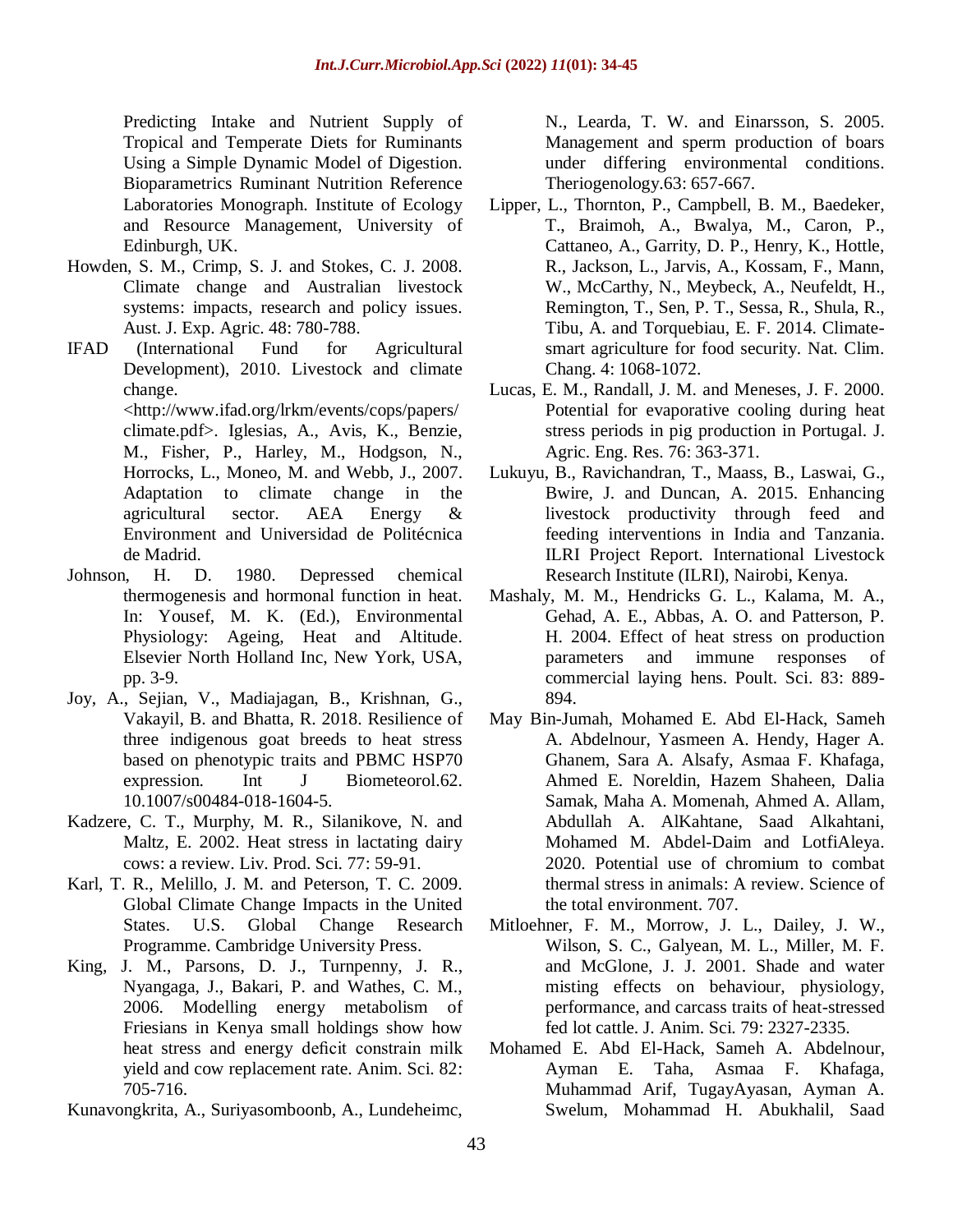Predicting Intake and Nutrient Supply of Tropical and Temperate Diets for Ruminants Using a Simple Dynamic Model of Digestion. Bioparametrics Ruminant Nutrition Reference Laboratories Monograph. Institute of Ecology and Resource Management, University of Edinburgh, UK.

Howden, S. M., Crimp, S. J. and Stokes, C. J. 2008. Climate change and Australian livestock systems: impacts, research and policy issues. Aust. J. Exp. Agric. 48: 780-788.

IFAD (International Fund for Agricultural Development), 2010. Livestock and climate change. <http://www.ifad.org/lrkm/events/cops/papers/climate.pdf>. Iglesias, A., Avis, K., Benzie, M., Fisher, P., Harley, M., Hodgson, N., Horrocks, L., Moneo, M. and Webb, J., 2007. Adaptation to climate change in the agricultural sector. AEA Energy & Environment and Universidad de Politécnica de Madrid.

Johnson, H. D. 1980. Depressed chemical thermogenesis and hormonal function in heat. In: Yousef, M. K. (Ed.), Environmental Physiology: Ageing, Heat and Altitude. Elsevier North Holland Inc, New York, USA, pp. 3-9.

Joy, A., Sejian, V., Madiajagan, B., Krishnan, G., Vakayil, B. and Bhatta, R. 2018. Resilience of three indigenous goat breeds to heat stress based on phenotypic traits and PBMC HSP70 expression. Int J Biometeorol.62. 10.1007/s00484-018-1604-5.

Kadzere, C. T., Murphy, M. R., Silanikove, N. and Maltz, E. 2002. Heat stress in lactating dairy cows: a review. Liv. Prod. Sci. 77: 59-91.

Karl, T. R., Melillo, J. M. and Peterson, T. C. 2009. Global Climate Change Impacts in the United States. U.S. Global Change Research Programme. Cambridge University Press.

King, J. M., Parsons, D. J., Turnpenny, J. R., Nyangaga, J., Bakari, P. and Wathes, C. M., 2006. Modelling energy metabolism of Friesians in Kenya small holdings show how heat stress and energy deficit constrain milk yield and cow replacement rate. Anim. Sci. 82: 705-716.

Kunavongkrita, A., Suriyasomboonb, A., Lundeheimc, N., Learda, T. W. and Einarsson, S. 2005. Management and sperm production of boars under differing environmental conditions. Theriogenology.63: 657-667.

Lipper, L., Thornton, P., Campbell, B. M., Baedeker, T., Braimoh, A., Bwalya, M., Caron, P., Cattaneo, A., Garrity, D. P., Henry, K., Hottle, R., Jackson, L., Jarvis, A., Kossam, F., Mann, W., McCarthy, N., Meybeck, A., Neufeldt, H., Remington, T., Sen, P. T., Sessa, R., Shula, R., Tibu, A. and Torquebiau, E. F. 2014. Climate-smart agriculture for food security. Nat. Clim. Chang. 4: 1068-1072.

Lucas, E. M., Randall, J. M. and Meneses, J. F. 2000. Potential for evaporative cooling during heat stress periods in pig production in Portugal. J. Agric. Eng. Res. 76: 363-371.

Lukuyu, B., Ravichandran, T., Maass, B., Laswai, G., Bwire, J. and Duncan, A. 2015. Enhancing livestock productivity through feed and feeding interventions in India and Tanzania. ILRI Project Report. International Livestock Research Institute (ILRI), Nairobi, Kenya.

Mashaly, M. M., Hendricks G. L., Kalama, M. A., Gehad, A. E., Abbas, A. O. and Patterson, P. H. 2004. Effect of heat stress on production parameters and immune responses of commercial laying hens. Poult. Sci. 83: 889-894.

May Bin-Jumah, Mohamed E. Abd El-Hack, Sameh A. Abdelnour, Yasmeen A. Hendy, Hager A. Ghanem, Sara A. Alsafy, Asmaa F. Khafaga, Ahmed E. Noreldin, Hazem Shaheen, Dalia Samak, Maha A. Momenah, Ahmed A. Allam, Abdullah A. AlKahtane, Saad Alkahtani, Mohamed M. Abdel-Daim and LotfiAleya. 2020. Potential use of chromium to combat thermal stress in animals: A review. Science of the total environment. 707.

Mitloehner, F. M., Morrow, J. L., Dailey, J. W., Wilson, S. C., Galyean, M. L., Miller, M. F. and McGlone, J. J. 2001. Shade and water misting effects on behaviour, physiology, performance, and carcass traits of heat-stressed fed lot cattle. J. Anim. Sci. 79: 2327-2335.

Mohamed E. Abd El-Hack, Sameh A. Abdelnour, Ayman E. Taha, Asmaa F. Khafaga, Muhammad Arif, TugayAyasan, Ayman A. Swelum, Mohammad H. Abukhalil, Saad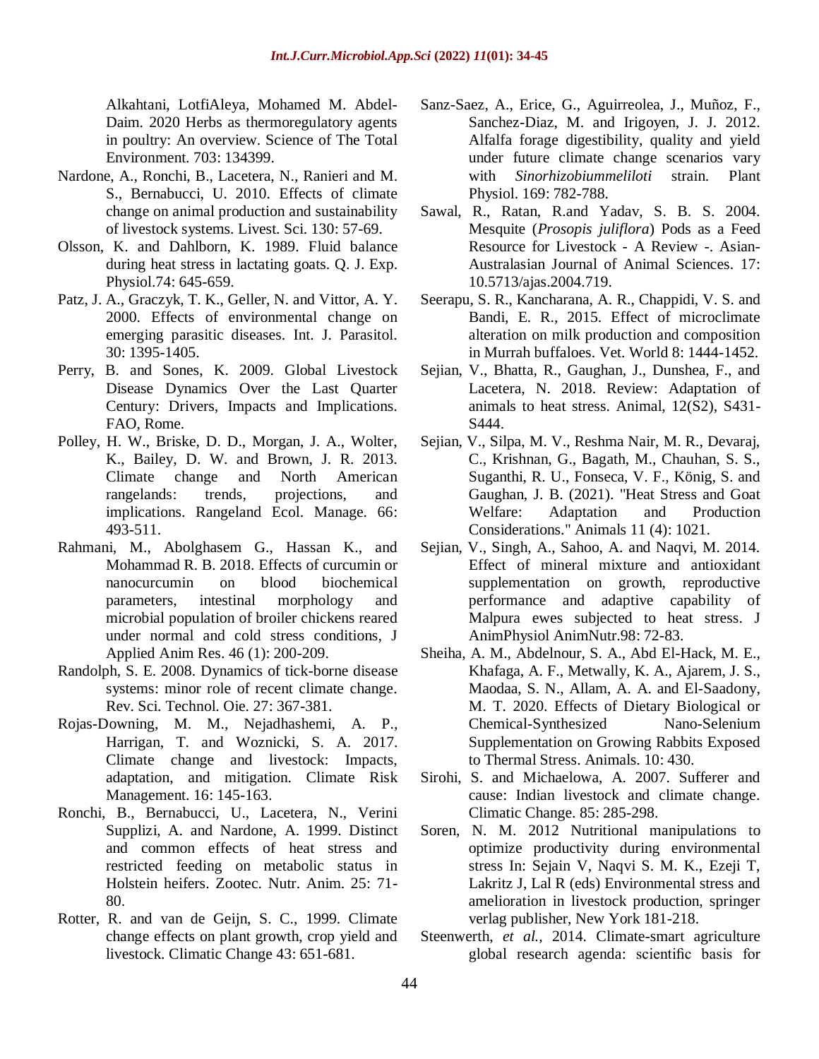Alkahtani, LotfiAleya, Mohamed M. Abdel-Daim. 2020 Herbs as thermoregulatory agents in poultry: An overview. Science of The Total Environment. 703: 134399.

Nardone, A., Ronchi, B., Lacetera, N., Ranieri and M. S., Bernabucci, U. 2010. Effects of climate change on animal production and sustainability of livestock systems. Livest. Sci. 130: 57-69.

Olsson, K. and Dahlborn, K. 1989. Fluid balance during heat stress in lactating goats. Q. J. Exp. Physiol.74: 645-659.

Patz, J. A., Graczyk, T. K., Geller, N. and Vittor, A. Y. 2000. Effects of environmental change on emerging parasitic diseases. Int. J. Parasitol. 30: 1395-1405.

Perry, B. and Sones, K. 2009. Global Livestock Disease Dynamics Over the Last Quarter Century: Drivers, Impacts and Implications. FAO, Rome.

Polley, H. W., Briske, D. D., Morgan, J. A., Wolter, K., Bailey, D. W. and Brown, J. R. 2013. Climate change and North American rangelands: trends, projections, and implications. Rangeland Ecol. Manage. 66: 493-511.

Rahmani, M., Abolghasem G., Hassan K., and Mohammad R. B. 2018. Effects of curcumin or nanocurcumin on blood biochemical parameters, intestinal morphology and microbial population of broiler chickens reared under normal and cold stress conditions, J Applied Anim Res. 46 (1): 200-209.

Randolph, S. E. 2008. Dynamics of tick-borne disease systems: minor role of recent climate change. Rev. Sci. Technol. Oie. 27: 367-381.

Rojas-Downing, M. M., Nejadhashemi, A. P., Harrigan, T. and Woznicki, S. A. 2017. Climate change and livestock: Impacts, adaptation, and mitigation. Climate Risk Management. 16: 145-163.

Ronchi, B., Bernabucci, U., Lacetera, N., Verini Supplizi, A. and Nardone, A. 1999. Distinct and common effects of heat stress and restricted feeding on metabolic status in Holstein heifers. Zootec. Nutr. Anim. 25: 71-80.

Rotter, R. and van de Geijn, S. C., 1999. Climate change effects on plant growth, crop yield and livestock. Climatic Change 43: 651-681.

Sanz-Saez, A., Erice, G., Aguirreolea, J., Muñoz, F., Sanchez-Diaz, M. and Irigoyen, J. J. 2012. Alfalfa forage digestibility, quality and yield under future climate change scenarios vary with *Sinorhizobiummeliloti* strain. Plant Physiol. 169: 782-788.

Sawal, R., Ratan, R.and Yadav, S. B. S. 2004. Mesquite (*Prosopis juliflora*) Pods as a Feed Resource for Livestock - A Review -. Asian-Australasian Journal of Animal Sciences. 17: 10.5713/ajas.2004.719.

Seerapu, S. R., Kancharana, A. R., Chappidi, V. S. and Bandi, E. R., 2015. Effect of microclimate alteration on milk production and composition in Murrah buffaloes. Vet. World 8: 1444-1452.

Sejian, V., Bhatta, R., Gaughan, J., Dunshea, F., and Lacetera, N. 2018. Review: Adaptation of animals to heat stress. Animal, 12(S2), S431-S444.

Sejian, V., Silpa, M. V., Reshma Nair, M. R., Devaraj, C., Krishnan, G., Bagath, M., Chauhan, S. S., Suganthi, R. U., Fonseca, V. F., König, S. and Gaughan, J. B. (2021). "Heat Stress and Goat Welfare: Adaptation and Production Considerations." Animals 11 (4): 1021.

Sejian, V., Singh, A., Sahoo, A. and Naqvi, M. 2014. Effect of mineral mixture and antioxidant supplementation on growth, reproductive performance and adaptive capability of Malpura ewes subjected to heat stress. J AnimPhysiol AnimNutr.98: 72-83.

Sheiha, A. M., Abdelnour, S. A., Abd El-Hack, M. E., Khafaga, A. F., Metwally, K. A., Ajarem, J. S., Maodaa, S. N., Allam, A. A. and El-Saadony, M. T. 2020. Effects of Dietary Biological or Chemical-Synthesized Nano-Selenium Supplementation on Growing Rabbits Exposed to Thermal Stress. Animals. 10: 430.

Sirohi, S. and Michaelowa, A. 2007. Sufferer and cause: Indian livestock and climate change. Climatic Change. 85: 285-298.

Soren, N. M. 2012 Nutritional manipulations to optimize productivity during environmental stress In: Sejain V, Naqvi S. M. K., Ezeji T, Lakritz J, Lal R (eds) Environmental stress and amelioration in livestock production, springer verlag publisher, New York 181-218.

Steenwerth, *et al.,* 2014. Climate-smart agriculture global research agenda: scientific basis for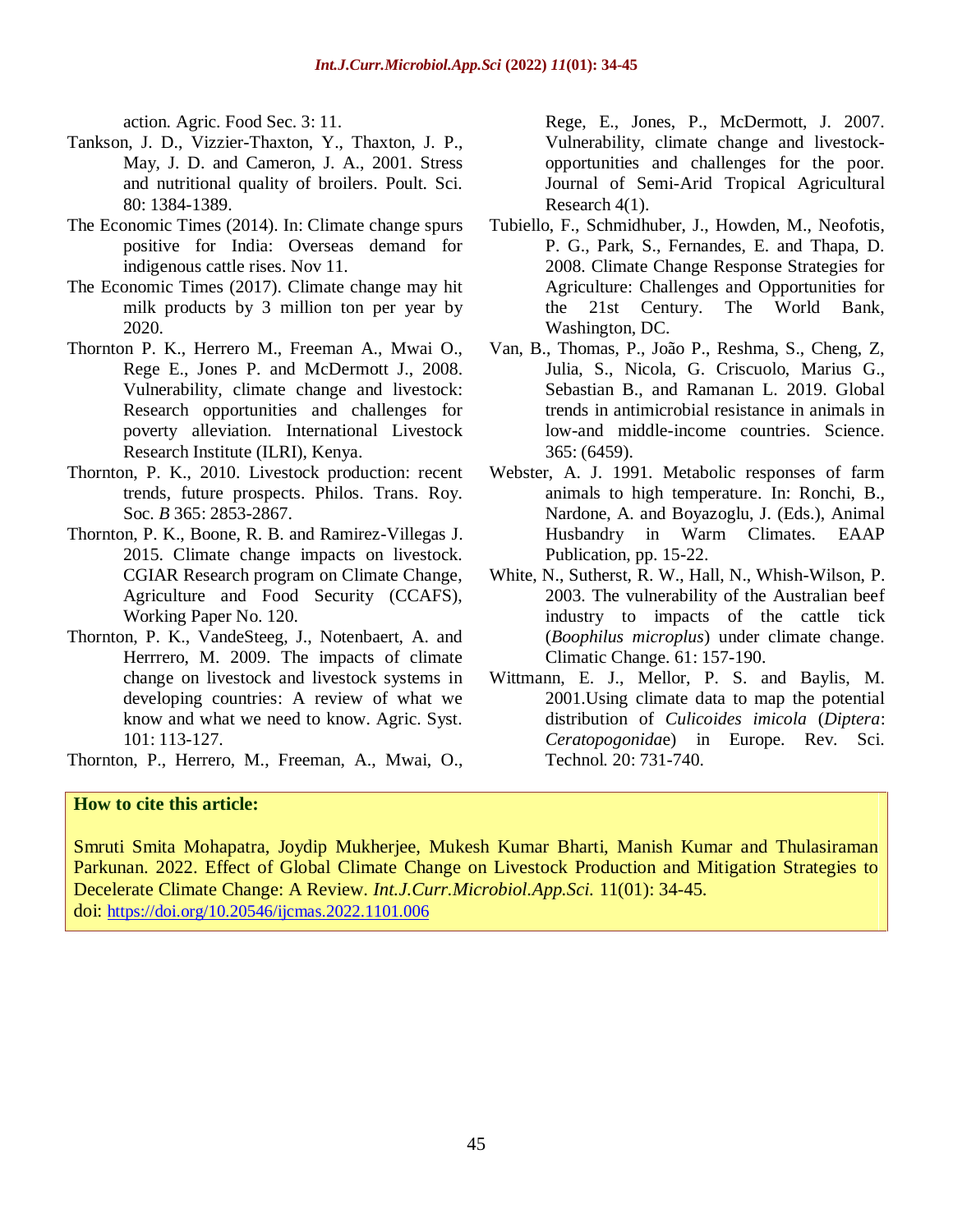action. Agric. Food Sec. 3: 11.

Tankson, J. D., Vizzier-Thaxton, Y., Thaxton, J. P., May, J. D. and Cameron, J. A., 2001. Stress and nutritional quality of broilers. Poult. Sci. 80: 1384-1389.

The Economic Times (2014). In: Climate change spurs positive for India: Overseas demand for indigenous cattle rises. Nov 11.

The Economic Times (2017). Climate change may hit milk products by 3 million ton per year by 2020.

Thornton P. K., Herrero M., Freeman A., Mwai O., Rege E., Jones P. and McDermott J., 2008. Vulnerability, climate change and livestock: Research opportunities and challenges for poverty alleviation. International Livestock Research Institute (ILRI), Kenya.

Thornton, P. K., 2010. Livestock production: recent trends, future prospects. Philos. Trans. Roy. Soc. *B* 365: 2853-2867.

Thornton, P. K., Boone, R. B. and Ramirez-Villegas J. 2015. Climate change impacts on livestock. CGIAR Research program on Climate Change, Agriculture and Food Security (CCAFS), Working Paper No. 120.

Thornton, P. K., VandeSteeg, J., Notenbaert, A. and Herrrero, M. 2009. The impacts of climate change on livestock and livestock systems in developing countries: A review of what we know and what we need to know. Agric. Syst. 101: 113-127.

Thornton, P., Herrero, M., Freeman, A., Mwai, O., Rege, E., Jones, P., McDermott, J. 2007. Vulnerability, climate change and livestock-opportunities and challenges for the poor. Journal of Semi-Arid Tropical Agricultural Research 4(1).

Tubiello, F., Schmidhuber, J., Howden, M., Neofotis, P. G., Park, S., Fernandes, E. and Thapa, D. 2008. Climate Change Response Strategies for Agriculture: Challenges and Opportunities for the 21st Century. The World Bank, Washington, DC.

Van, B., Thomas, P., João P., Reshma, S., Cheng, Z, Julia, S., Nicola, G. Criscuolo, Marius G., Sebastian B., and Ramanan L. 2019. Global trends in antimicrobial resistance in animals in low-and middle-income countries. Science. 365: (6459).

Webster, A. J. 1991. Metabolic responses of farm animals to high temperature. In: Ronchi, B., Nardone, A. and Boyazoglu, J. (Eds.), Animal Husbandry in Warm Climates. EAAP Publication, pp. 15-22.

White, N., Sutherst, R. W., Hall, N., Whish-Wilson, P. 2003. The vulnerability of the Australian beef industry to impacts of the cattle tick (*Boophilus microplus*) under climate change. Climatic Change. 61: 157-190.

Wittmann, E. J., Mellor, P. S. and Baylis, M. 2001.Using climate data to map the potential distribution of *Culicoides imicola* (*Diptera*: *Ceratopogonida*e) in Europe. Rev. Sci. Technol. 20: 731-740.

**How to cite this article:**

Smruti Smita Mohapatra, Joydip Mukherjee, Mukesh Kumar Bharti, Manish Kumar and Thulasiraman Parkunan. 2022. Effect of Global Climate Change on Livestock Production and Mitigation Strategies to Decelerate Climate Change: A Review. *Int.J.Curr.Microbiol.App.Sci.* 11(01): 34-45.
doi: https://doi.org/10.20546/ijcmas.2022.1101.006